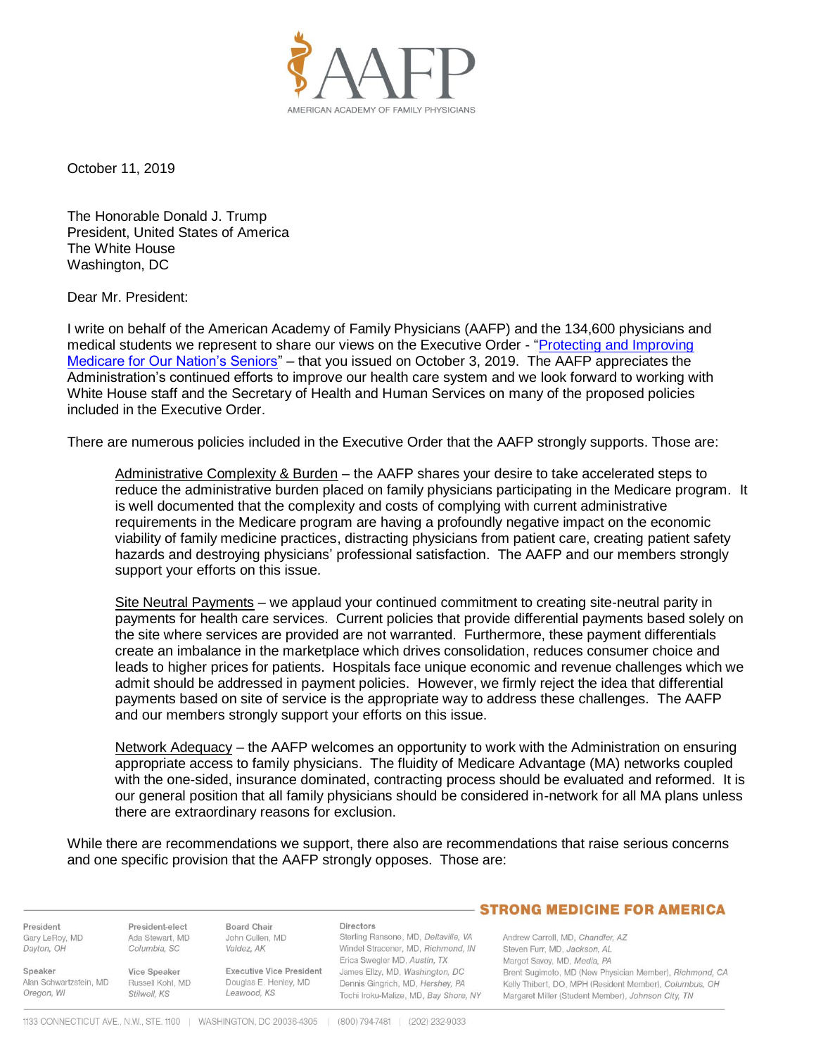AMERICAN ACADEMY OF FAMILY PHYSICIANS

October 11, 2019

The Honorable Donald J. Trump
President, United States of America
The White House
Washington, DC

Dear Mr. President:

I write on behalf of the American Academy of Family Physicians (AAFP) and the 134,600 physicians and medical students we represent to share our views on the Executive Order - "Protecting and Improving Medicare for Our Nation's Seniors" – that you issued on October 3, 2019. The AAFP appreciates the Administration's continued efforts to improve our health care system and we look forward to working with White House staff and the Secretary of Health and Human Services on many of the proposed policies included in the Executive Order.

There are numerous policies included in the Executive Order that the AAFP strongly supports. Those are:

> Administrative Complexity & Burden – the AAFP shares your desire to take accelerated steps to reduce the administrative burden placed on family physicians participating in the Medicare program. It is well documented that the complexity and costs of complying with current administrative requirements in the Medicare program are having a profoundly negative impact on the economic viability of family medicine practices, distracting physicians from patient care, creating patient safety hazards and destroying physicians' professional satisfaction. The AAFP and our members strongly support your efforts on this issue.
>
> Site Neutral Payments – we applaud your continued commitment to creating site-neutral parity in payments for health care services. Current policies that provide differential payments based solely on the site where services are provided are not warranted. Furthermore, these payment differentials create an imbalance in the marketplace which drives consolidation, reduces consumer choice and leads to higher prices for patients. Hospitals face unique economic and revenue challenges which we admit should be addressed in payment policies. However, we firmly reject the idea that differential payments based on site of service is the appropriate way to address these challenges. The AAFP and our members strongly support your efforts on this issue.
>
> Network Adequacy – the AAFP welcomes an opportunity to work with the Administration on ensuring appropriate access to family physicians. The fluidity of Medicare Advantage (MA) networks coupled with the one-sided, insurance dominated, contracting process should be evaluated and reformed. It is our general position that all family physicians should be considered in-network for all MA plans unless there are extraordinary reasons for exclusion.

While there are recommendations we support, there also are recommendations that raise serious concerns and one specific provision that the AAFP strongly opposes. Those are: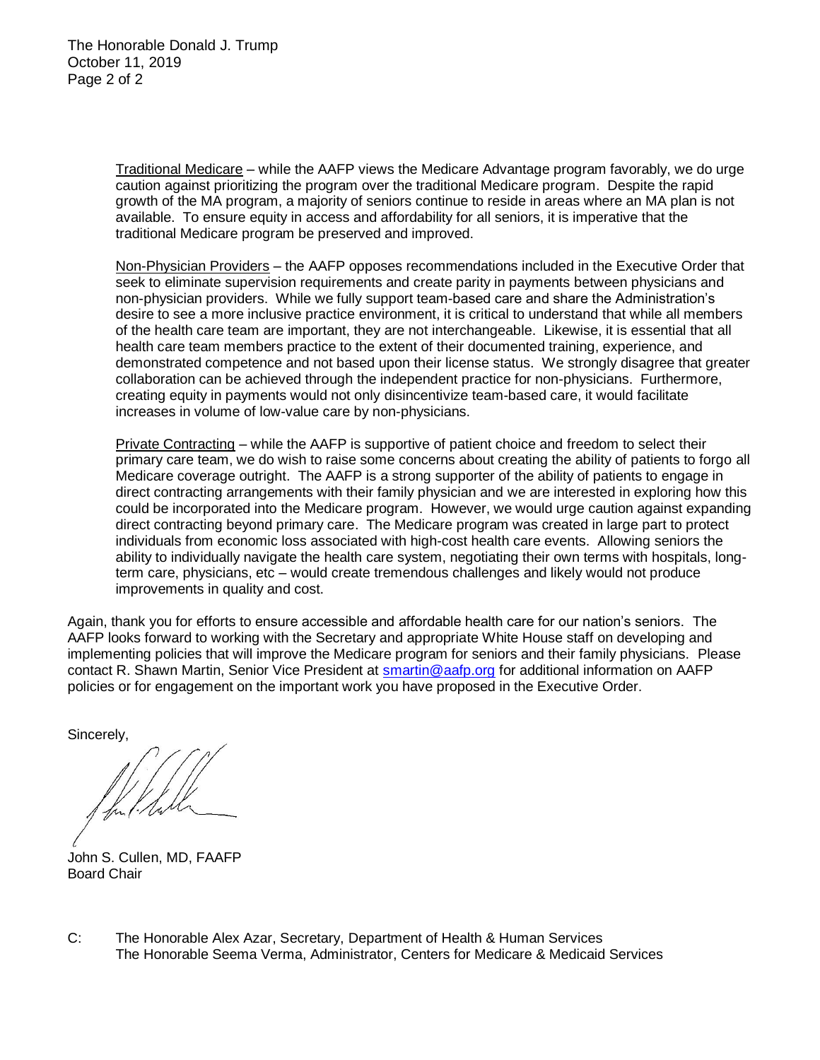Traditional Medicare – while the AAFP views the Medicare Advantage program favorably, we do urge caution against prioritizing the program over the traditional Medicare program. Despite the rapid growth of the MA program, a majority of seniors continue to reside in areas where an MA plan is not available. To ensure equity in access and affordability for all seniors, it is imperative that the traditional Medicare program be preserved and improved.

Non-Physician Providers – the AAFP opposes recommendations included in the Executive Order that seek to eliminate supervision requirements and create parity in payments between physicians and non-physician providers. While we fully support team-based care and share the Administration's desire to see a more inclusive practice environment, it is critical to understand that while all members of the health care team are important, they are not interchangeable. Likewise, it is essential that all health care team members practice to the extent of their documented training, experience, and demonstrated competence and not based upon their license status. We strongly disagree that greater collaboration can be achieved through the independent practice for non-physicians. Furthermore, creating equity in payments would not only disincentivize team-based care, it would facilitate increases in volume of low-value care by non-physicians.

Private Contracting – while the AAFP is supportive of patient choice and freedom to select their primary care team, we do wish to raise some concerns about creating the ability of patients to forgo all Medicare coverage outright. The AAFP is a strong supporter of the ability of patients to engage in direct contracting arrangements with their family physician and we are interested in exploring how this could be incorporated into the Medicare program. However, we would urge caution against expanding direct contracting beyond primary care. The Medicare program was created in large part to protect individuals from economic loss associated with high-cost health care events. Allowing seniors the ability to individually navigate the health care system, negotiating their own terms with hospitals, long-term care, physicians, etc – would create tremendous challenges and likely would not produce improvements in quality and cost.

Again, thank you for efforts to ensure accessible and affordable health care for our nation's seniors. The AAFP looks forward to working with the Secretary and appropriate White House staff on developing and implementing policies that will improve the Medicare program for seniors and their family physicians. Please contact R. Shawn Martin, Senior Vice President at smartin@aafp.org for additional information on AAFP policies or for engagement on the important work you have proposed in the Executive Order.

Sincerely,

John S. Cullen, MD, FAAFP
Board Chair

C: The Honorable Alex Azar, Secretary, Department of Health & Human Services
The Honorable Seema Verma, Administrator, Centers for Medicare & Medicaid Services